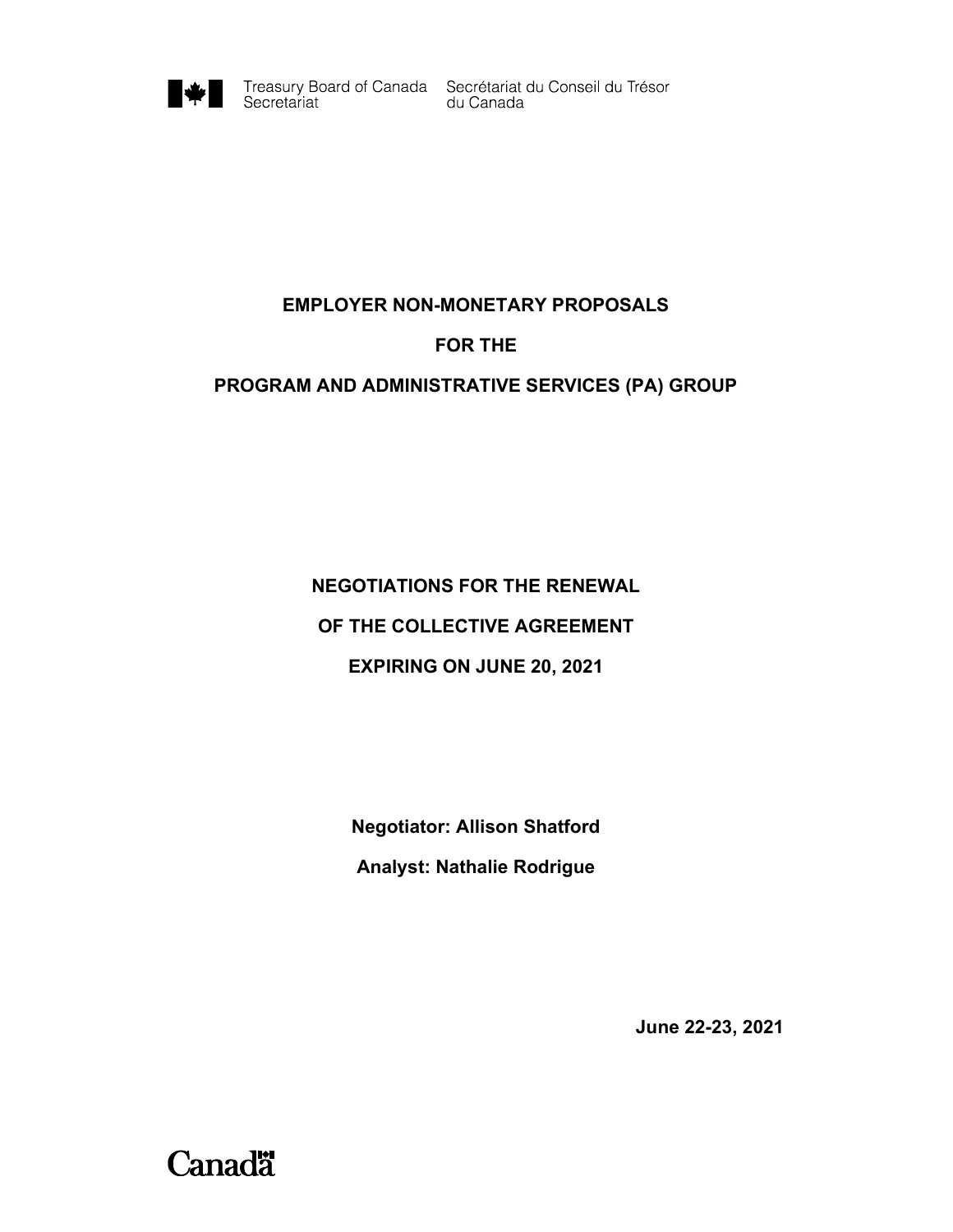Treasury Board of Canada Secretariat    Secrétariat du Conseil du Trésor du Canada

# EMPLOYER NON-MONETARY PROPOSALS

# FOR THE

# PROGRAM AND ADMINISTRATIVE SERVICES (PA) GROUP

## NEGOTIATIONS FOR THE RENEWAL

## OF THE COLLECTIVE AGREEMENT

## EXPIRING ON JUNE 20, 2021

**Negotiator: Allison Shatford**

**Analyst: Nathalie Rodrigue**

**June 22-23, 2021**

Canada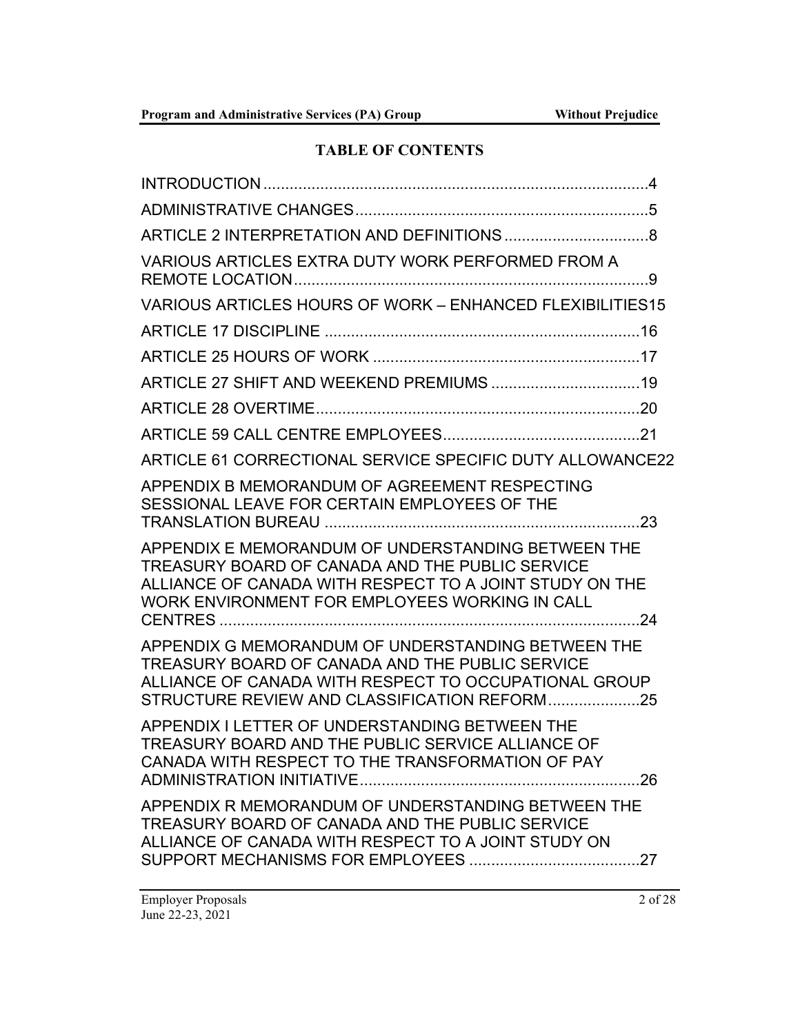# TABLE OF CONTENTS

INTRODUCTION ........................................................................................4

ADMINISTRATIVE CHANGES ...................................................................5

ARTICLE 2 INTERPRETATION AND DEFINITIONS .................................8

VARIOUS ARTICLES EXTRA DUTY WORK PERFORMED FROM A REMOTE LOCATION ..................................................................................9

VARIOUS ARTICLES HOURS OF WORK – ENHANCED FLEXIBILITIES 15

ARTICLE 17 DISCIPLINE ........................................................................16

ARTICLE 25 HOURS OF WORK ............................................................17

ARTICLE 27 SHIFT AND WEEKEND PREMIUMS ..................................19

ARTICLE 28 OVERTIME ..........................................................................20

ARTICLE 59 CALL CENTRE EMPLOYEES ............................................21

ARTICLE 61 CORRECTIONAL SERVICE SPECIFIC DUTY ALLOWANCE 22

APPENDIX B MEMORANDUM OF AGREEMENT RESPECTING SESSIONAL LEAVE FOR CERTAIN EMPLOYEES OF THE TRANSLATION BUREAU ........................................................................23

APPENDIX E MEMORANDUM OF UNDERSTANDING BETWEEN THE TREASURY BOARD OF CANADA AND THE PUBLIC SERVICE ALLIANCE OF CANADA WITH RESPECT TO A JOINT STUDY ON THE WORK ENVIRONMENT FOR EMPLOYEES WORKING IN CALL CENTRES ...............................................................................................24

APPENDIX G MEMORANDUM OF UNDERSTANDING BETWEEN THE TREASURY BOARD OF CANADA AND THE PUBLIC SERVICE ALLIANCE OF CANADA WITH RESPECT TO OCCUPATIONAL GROUP STRUCTURE REVIEW AND CLASSIFICATION REFORM .....................25

APPENDIX I LETTER OF UNDERSTANDING BETWEEN THE TREASURY BOARD AND THE PUBLIC SERVICE ALLIANCE OF CANADA WITH RESPECT TO THE TRANSFORMATION OF PAY ADMINISTRATION INITIATIVE ................................................................26

APPENDIX R MEMORANDUM OF UNDERSTANDING BETWEEN THE TREASURY BOARD OF CANADA AND THE PUBLIC SERVICE ALLIANCE OF CANADA WITH RESPECT TO A JOINT STUDY ON SUPPORT MECHANISMS FOR EMPLOYEES .......................................27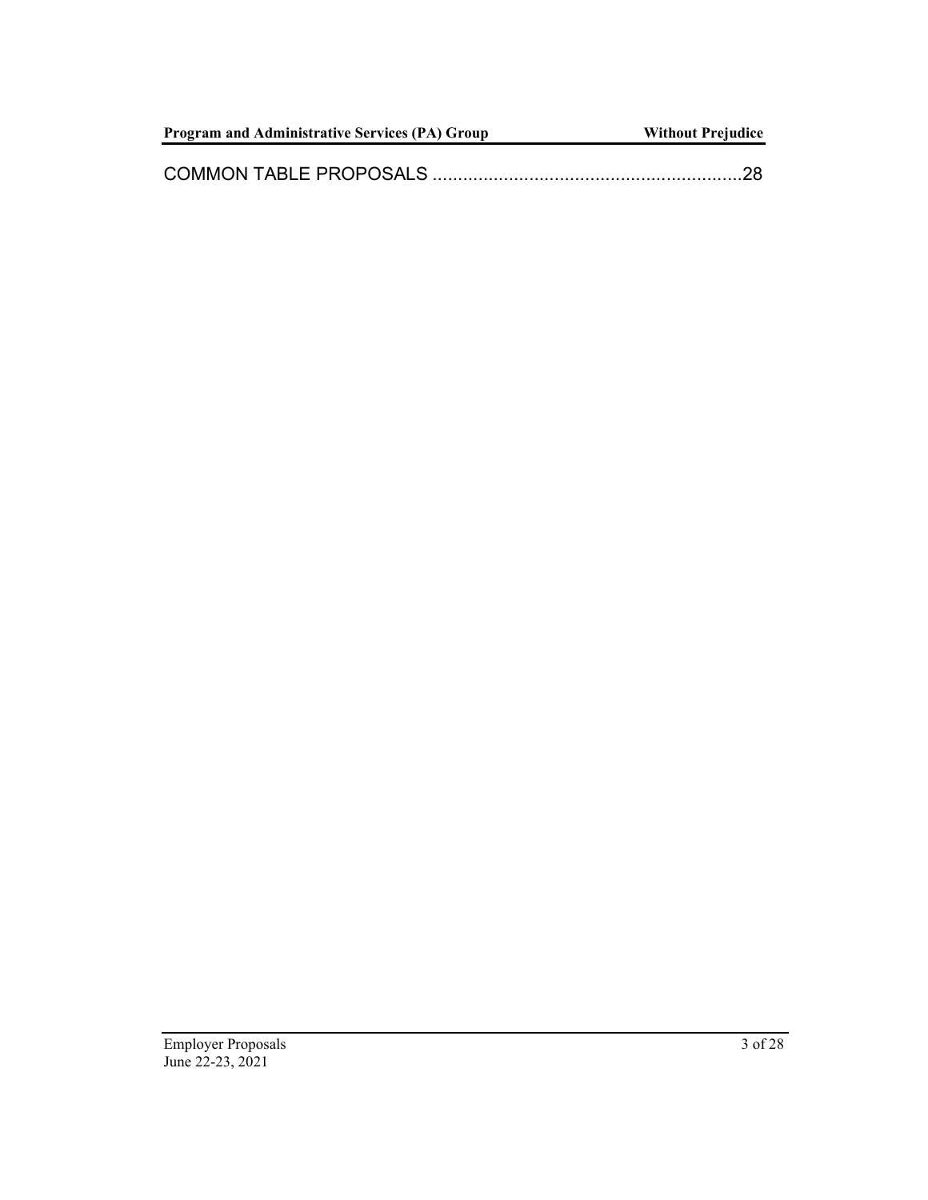COMMON TABLE PROPOSALS ............................................................28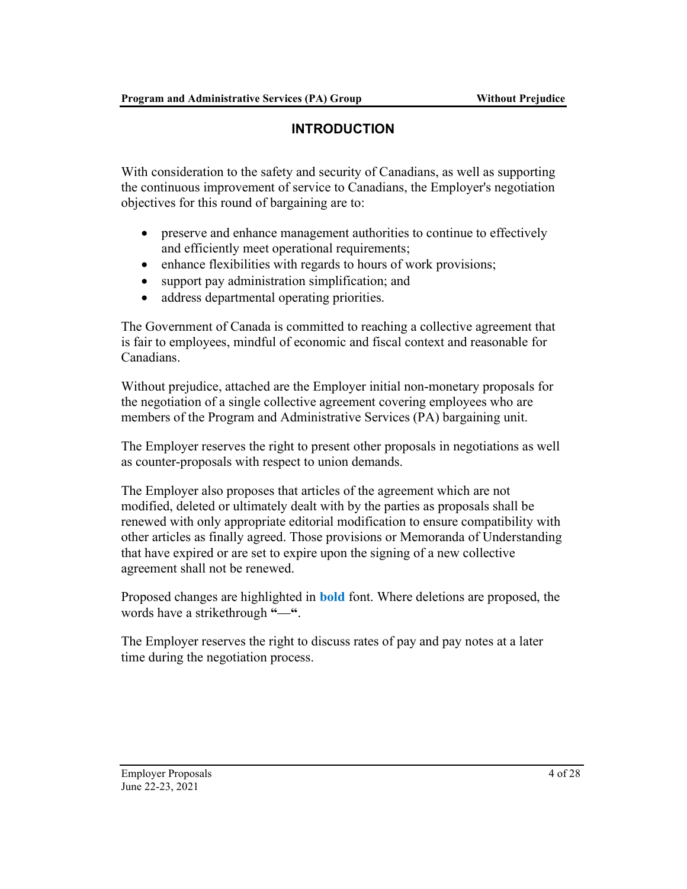## INTRODUCTION

With consideration to the safety and security of Canadians, as well as supporting the continuous improvement of service to Canadians, the Employer's negotiation objectives for this round of bargaining are to:

- preserve and enhance management authorities to continue to effectively and efficiently meet operational requirements;
- enhance flexibilities with regards to hours of work provisions;
- support pay administration simplification; and
- address departmental operating priorities.

The Government of Canada is committed to reaching a collective agreement that is fair to employees, mindful of economic and fiscal context and reasonable for Canadians.

Without prejudice, attached are the Employer initial non-monetary proposals for the negotiation of a single collective agreement covering employees who are members of the Program and Administrative Services (PA) bargaining unit.

The Employer reserves the right to present other proposals in negotiations as well as counter-proposals with respect to union demands.

The Employer also proposes that articles of the agreement which are not modified, deleted or ultimately dealt with by the parties as proposals shall be renewed with only appropriate editorial modification to ensure compatibility with other articles as finally agreed. Those provisions or Memoranda of Understanding that have expired or are set to expire upon the signing of a new collective agreement shall not be renewed.

Proposed changes are highlighted in **bold** font. Where deletions are proposed, the words have a strikethrough **"—"**.

The Employer reserves the right to discuss rates of pay and pay notes at a later time during the negotiation process.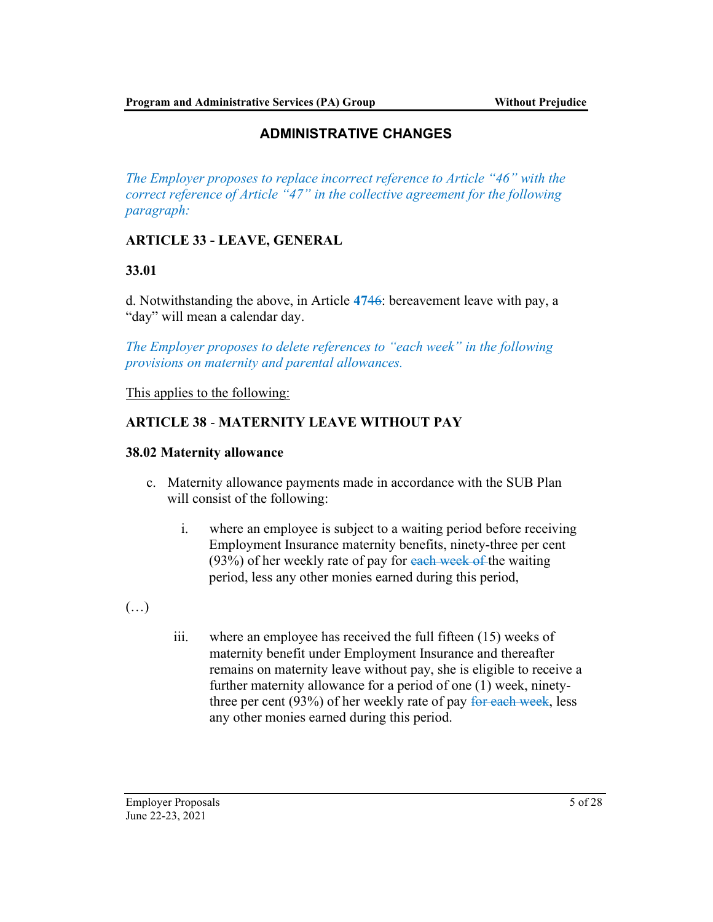## ADMINISTRATIVE CHANGES

*The Employer proposes to replace incorrect reference to Article "46" with the correct reference of Article "47" in the collective agreement for the following paragraph:*

### ARTICLE 33 - LEAVE, GENERAL

**33.01**

d. Notwithstanding the above, in Article **47**~~46~~: bereavement leave with pay, a "day" will mean a calendar day.

*The Employer proposes to delete references to "each week" in the following provisions on maternity and parental allowances.*

<u>This applies to the following:</u>

### ARTICLE 38 - MATERNITY LEAVE WITHOUT PAY

**38.02 Maternity allowance**

c. Maternity allowance payments made in accordance with the SUB Plan will consist of the following:

   i. where an employee is subject to a waiting period before receiving Employment Insurance maternity benefits, ninety-three per cent (93%) of her weekly rate of pay for ~~each week of~~ the waiting period, less any other monies earned during this period,

(…)

   iii. where an employee has received the full fifteen (15) weeks of maternity benefit under Employment Insurance and thereafter remains on maternity leave without pay, she is eligible to receive a further maternity allowance for a period of one (1) week, ninety-three per cent (93%) of her weekly rate of pay ~~for each week~~, less any other monies earned during this period.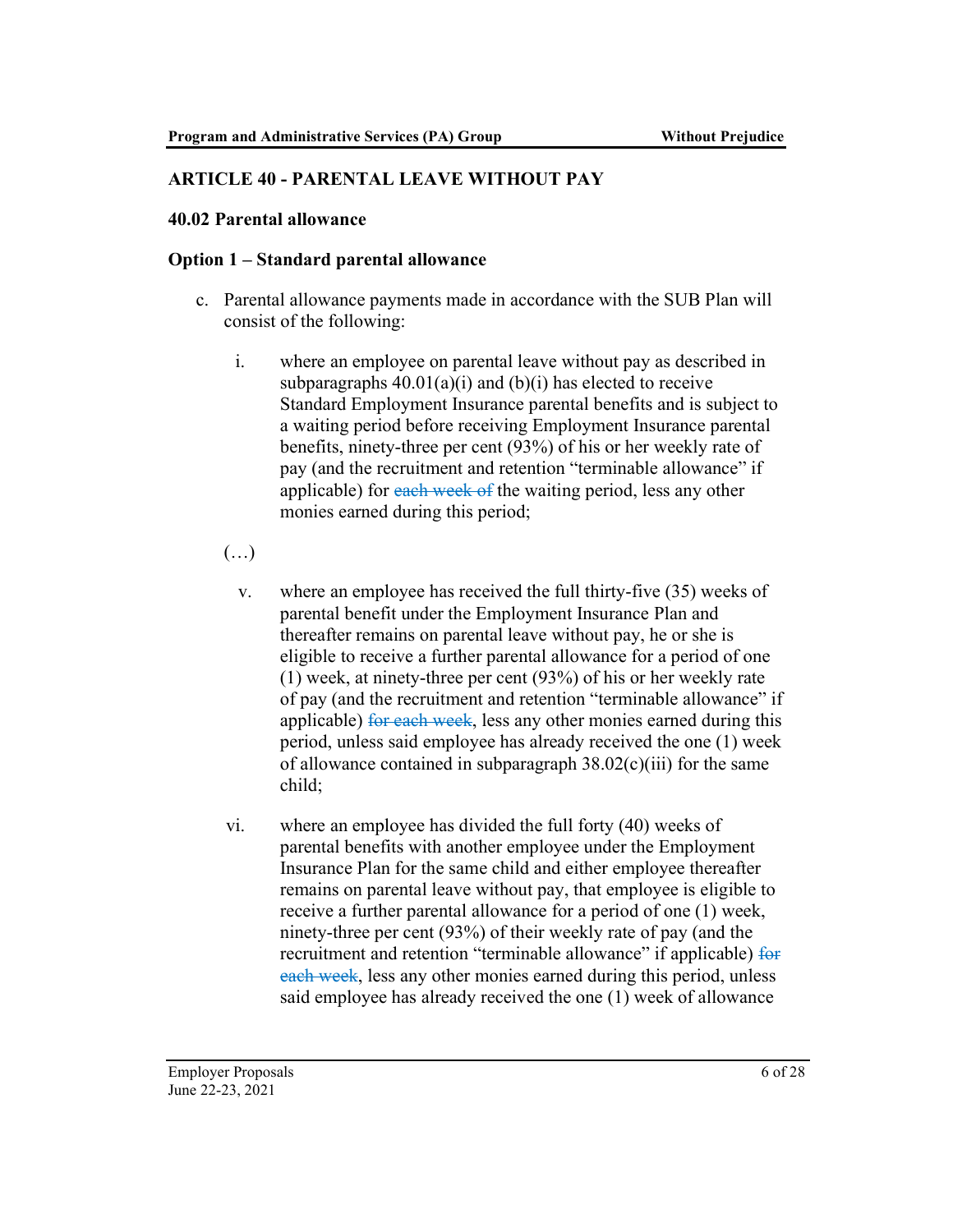## ARTICLE 40 - PARENTAL LEAVE WITHOUT PAY

### 40.02 Parental allowance

### Option 1 – Standard parental allowance

c. Parental allowance payments made in accordance with the SUB Plan will consist of the following:

   i. where an employee on parental leave without pay as described in subparagraphs 40.01(a)(i) and (b)(i) has elected to receive Standard Employment Insurance parental benefits and is subject to a waiting period before receiving Employment Insurance parental benefits, ninety-three per cent (93%) of his or her weekly rate of pay (and the recruitment and retention "terminable allowance" if applicable) for ~~each week of~~ the waiting period, less any other monies earned during this period;

   (…)

   v. where an employee has received the full thirty-five (35) weeks of parental benefit under the Employment Insurance Plan and thereafter remains on parental leave without pay, he or she is eligible to receive a further parental allowance for a period of one (1) week, at ninety-three per cent (93%) of his or her weekly rate of pay (and the recruitment and retention "terminable allowance" if applicable) ~~for each week~~, less any other monies earned during this period, unless said employee has already received the one (1) week of allowance contained in subparagraph 38.02(c)(iii) for the same child;

   vi. where an employee has divided the full forty (40) weeks of parental benefits with another employee under the Employment Insurance Plan for the same child and either employee thereafter remains on parental leave without pay, that employee is eligible to receive a further parental allowance for a period of one (1) week, ninety-three per cent (93%) of their weekly rate of pay (and the recruitment and retention "terminable allowance" if applicable) ~~for each week~~, less any other monies earned during this period, unless said employee has already received the one (1) week of allowance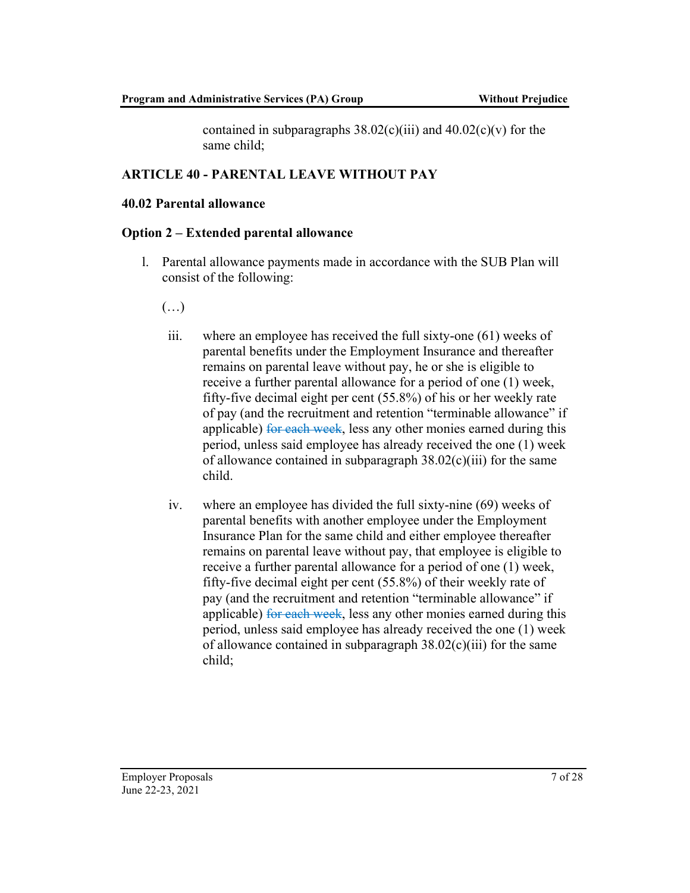contained in subparagraphs 38.02(c)(iii) and 40.02(c)(v) for the same child;

## ARTICLE 40 - PARENTAL LEAVE WITHOUT PAY

### 40.02 Parental allowance

### Option 2 – Extended parental allowance

l. Parental allowance payments made in accordance with the SUB Plan will consist of the following:

   (…)

   iii. where an employee has received the full sixty-one (61) weeks of parental benefits under the Employment Insurance and thereafter remains on parental leave without pay, he or she is eligible to receive a further parental allowance for a period of one (1) week, fifty-five decimal eight per cent (55.8%) of his or her weekly rate of pay (and the recruitment and retention "terminable allowance" if applicable) ~~for each week~~, less any other monies earned during this period, unless said employee has already received the one (1) week of allowance contained in subparagraph 38.02(c)(iii) for the same child.

   iv. where an employee has divided the full sixty-nine (69) weeks of parental benefits with another employee under the Employment Insurance Plan for the same child and either employee thereafter remains on parental leave without pay, that employee is eligible to receive a further parental allowance for a period of one (1) week, fifty-five decimal eight per cent (55.8%) of their weekly rate of pay (and the recruitment and retention "terminable allowance" if applicable) ~~for each week~~, less any other monies earned during this period, unless said employee has already received the one (1) week of allowance contained in subparagraph 38.02(c)(iii) for the same child;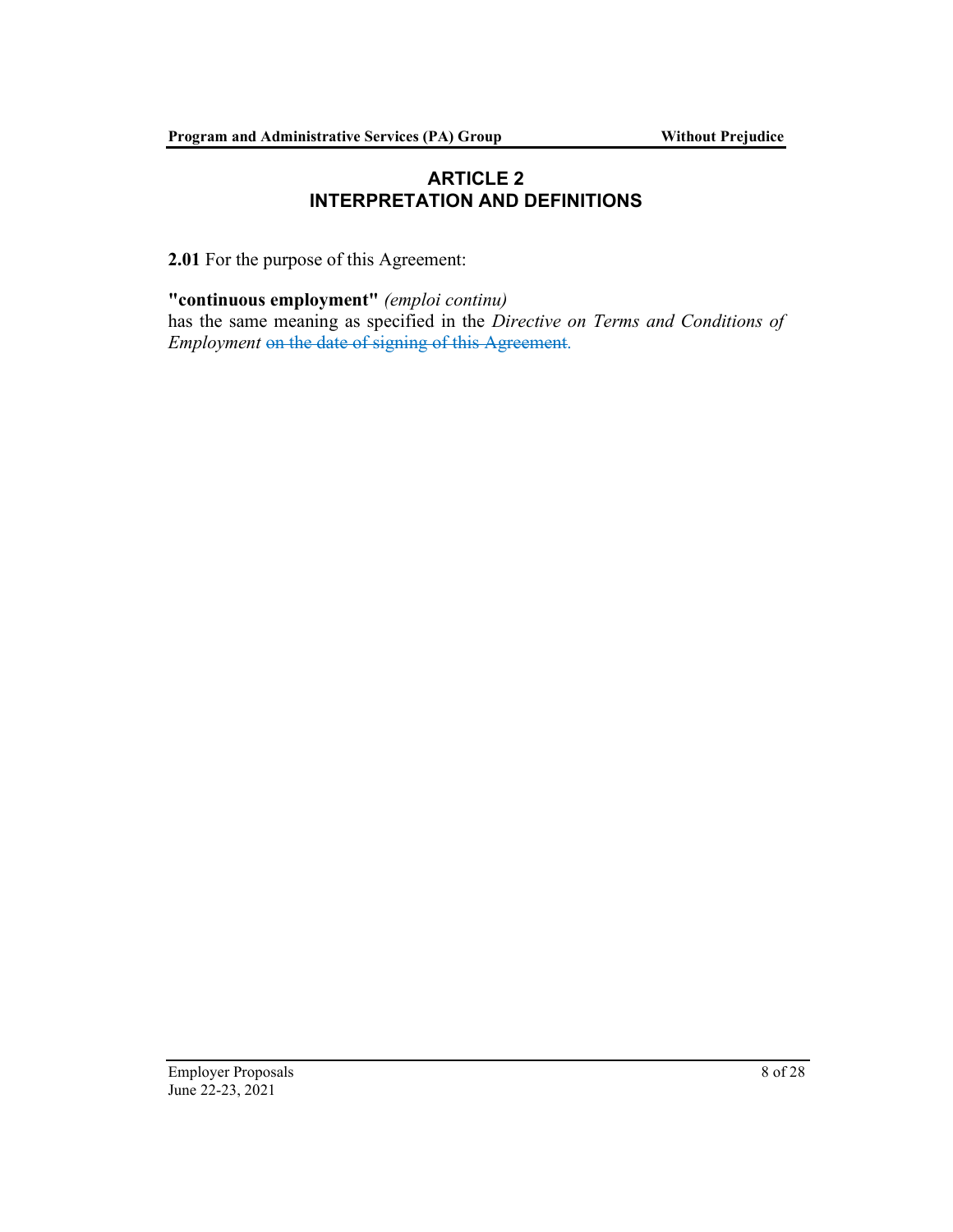## ARTICLE 2
## INTERPRETATION AND DEFINITIONS

**2.01** For the purpose of this Agreement:

**"continuous employment"** *(emploi continu)*
has the same meaning as specified in the *Directive on Terms and Conditions of Employment* ~~on the date of signing of this Agreement~~.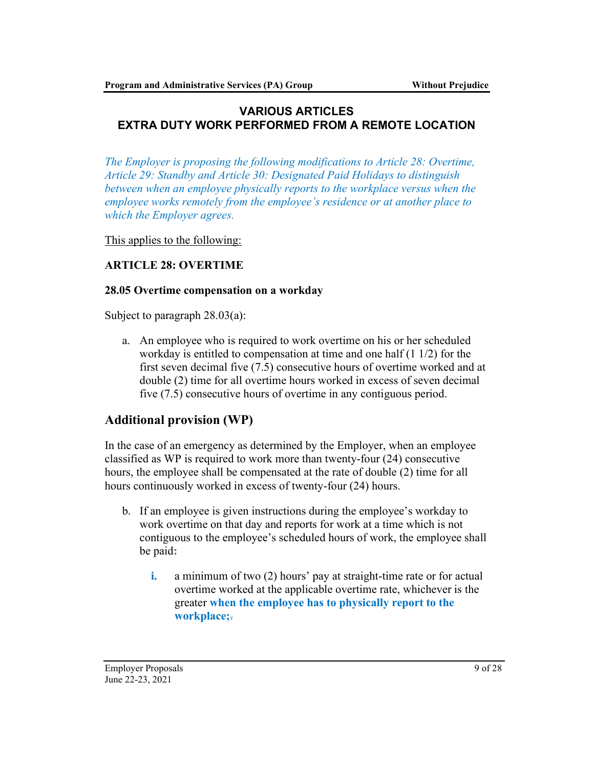## VARIOUS ARTICLES
## EXTRA DUTY WORK PERFORMED FROM A REMOTE LOCATION

*The Employer is proposing the following modifications to Article 28: Overtime, Article 29: Standby and Article 30: Designated Paid Holidays to distinguish between when an employee physically reports to the workplace versus when the employee works remotely from the employee's residence or at another place to which the Employer agrees.*

<u>This applies to the following:</u>

**ARTICLE 28: OVERTIME**

**28.05 Overtime compensation on a workday**

Subject to paragraph 28.03(a):

a. An employee who is required to work overtime on his or her scheduled workday is entitled to compensation at time and one half (1 1/2) for the first seven decimal five (7.5) consecutive hours of overtime worked and at double (2) time for all overtime hours worked in excess of seven decimal five (7.5) consecutive hours of overtime in any contiguous period.

### Additional provision (WP)

In the case of an emergency as determined by the Employer, when an employee classified as WP is required to work more than twenty-four (24) consecutive hours, the employee shall be compensated at the rate of double (2) time for all hours continuously worked in excess of twenty-four (24) hours.

b. If an employee is given instructions during the employee's workday to work overtime on that day and reports for work at a time which is not contiguous to the employee's scheduled hours of work, the employee shall be paid**:**

   **i.** a minimum of two (2) hours' pay at straight-time rate or for actual overtime worked at the applicable overtime rate, whichever is the greater **when the employee has to physically report to the workplace;**~~.~~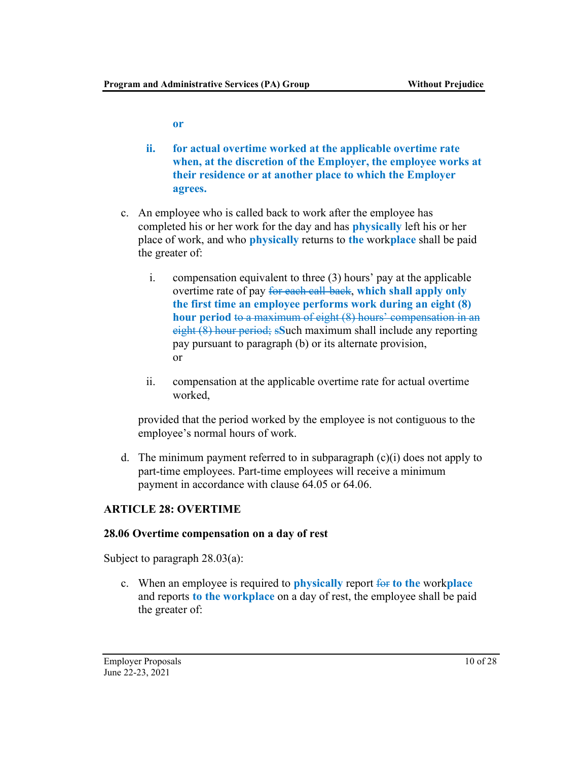**or**

**ii.** **for actual overtime worked at the applicable overtime rate when, at the discretion of the Employer, the employee works at their residence or at another place to which the Employer agrees.**

c. An employee who is called back to work after the employee has completed his or her work for the day and has **physically** left his or her place of work, and who **physically** returns to **the** work**place** shall be paid the greater of:

   i. compensation equivalent to three (3) hours' pay at the applicable overtime rate of pay ~~for each call-back~~, **which shall apply only the first time an employee performs work during an eight (8) hour period** ~~to a maximum of eight (8) hours' compensation in an eight (8) hour period; s~~**S**uch maximum shall include any reporting pay pursuant to paragraph (b) or its alternate provision,
   or

   ii. compensation at the applicable overtime rate for actual overtime worked,

provided that the period worked by the employee is not contiguous to the employee's normal hours of work.

d. The minimum payment referred to in subparagraph (c)(i) does not apply to part-time employees. Part-time employees will receive a minimum payment in accordance with clause 64.05 or 64.06.

## ARTICLE 28: OVERTIME

### 28.06 Overtime compensation on a day of rest

Subject to paragraph 28.03(a):

c. When an employee is required to **physically** report ~~for~~ **to the** work**place** and reports **to the workplace** on a day of rest, the employee shall be paid the greater of: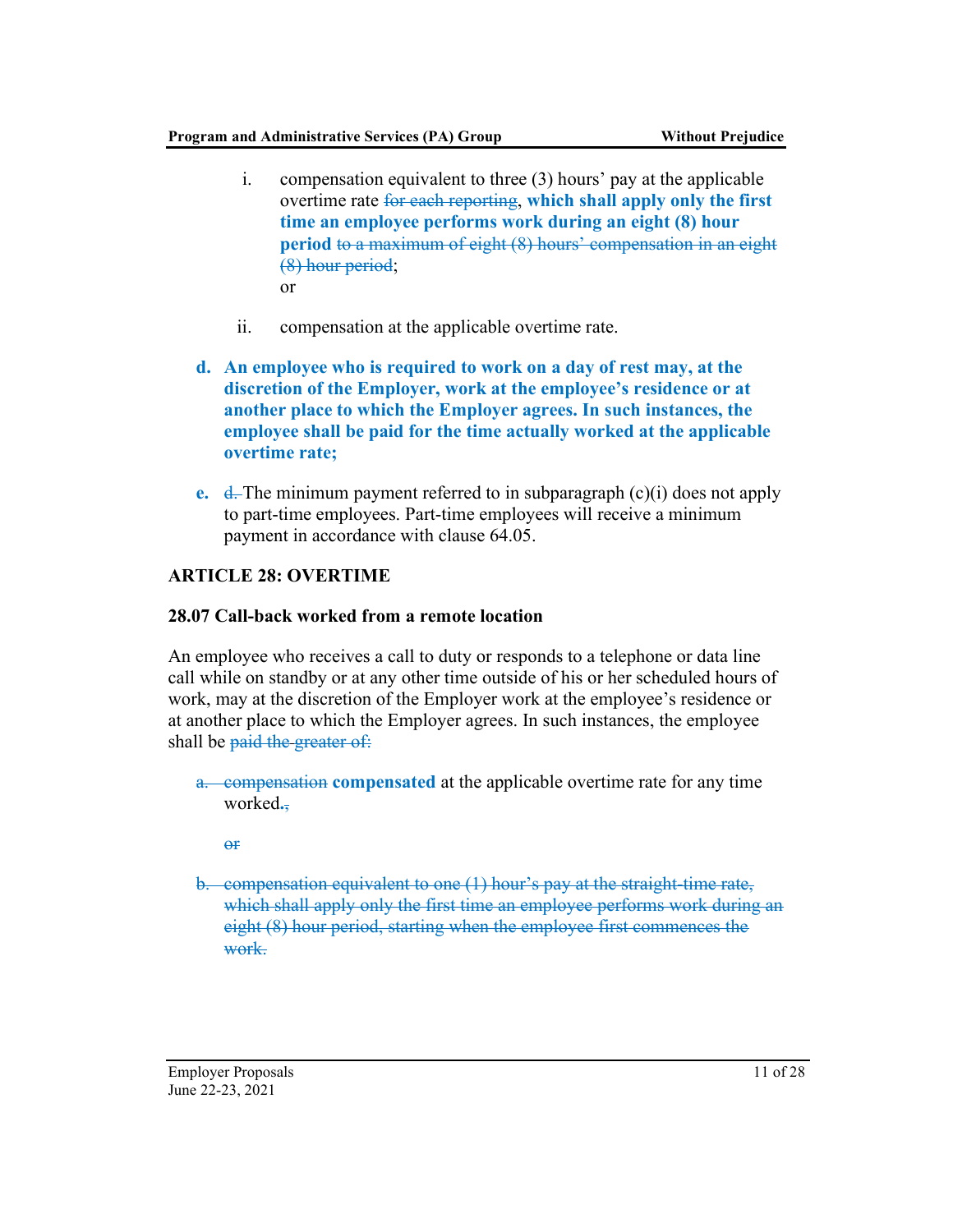i. compensation equivalent to three (3) hours' pay at the applicable overtime rate ~~for each reporting~~, **which shall apply only the first time an employee performs work during an eight (8) hour period** ~~to a maximum of eight (8) hours' compensation in an eight (8) hour period~~;
   or

ii. compensation at the applicable overtime rate.

**d. An employee who is required to work on a day of rest may, at the discretion of the Employer, work at the employee's residence or at another place to which the Employer agrees. In such instances, the employee shall be paid for the time actually worked at the applicable overtime rate;**

**e.** ~~d.~~ The minimum payment referred to in subparagraph (c)(i) does not apply to part-time employees. Part-time employees will receive a minimum payment in accordance with clause 64.05.

**ARTICLE 28: OVERTIME**

**28.07 Call-back worked from a remote location**

An employee who receives a call to duty or responds to a telephone or data line call while on standby or at any other time outside of his or her scheduled hours of work, may at the discretion of the Employer work at the employee's residence or at another place to which the Employer agrees. In such instances, the employee shall be ~~paid the greater of:~~

~~a.~~ ~~compensation~~ **compensated** at the applicable overtime rate for any time worked**.**~~,~~

~~or~~

~~b. compensation equivalent to one (1) hour's pay at the straight-time rate, which shall apply only the first time an employee performs work during an eight (8) hour period, starting when the employee first commences the work.~~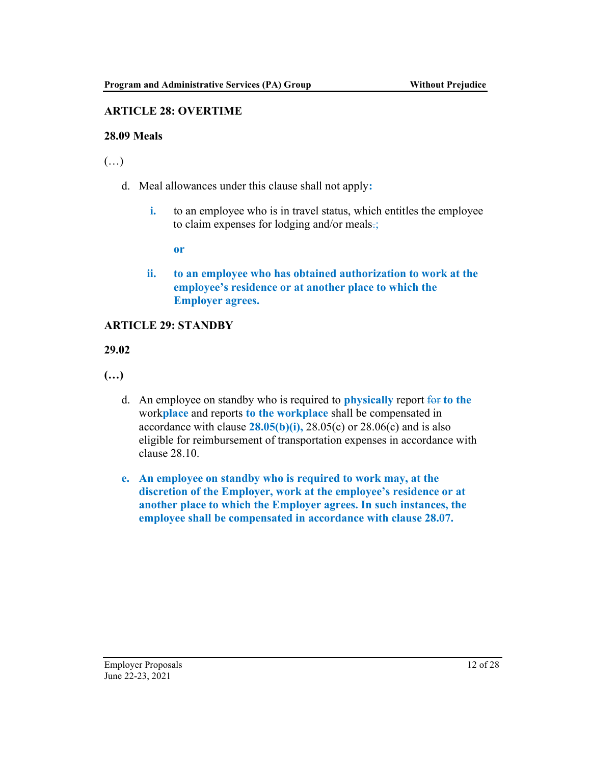## ARTICLE 28: OVERTIME

### 28.09 Meals

(…)

d. Meal allowances under this clause shall not apply**:**

   **i.** to an employee who is in travel status, which entitles the employee to claim expenses for lodging and/or meals~~.~~;

   **or**

   **ii. to an employee who has obtained authorization to work at the employee's residence or at another place to which the Employer agrees.**

## ARTICLE 29: STANDBY

### 29.02

**(…)**

d. An employee on standby who is required to **physically** report ~~for~~ **to the** work**place** and reports **to the workplace** shall be compensated in accordance with clause **28.05(b)(i),** 28.05(c) or 28.06(c) and is also eligible for reimbursement of transportation expenses in accordance with clause 28.10.

**e. An employee on standby who is required to work may, at the discretion of the Employer, work at the employee's residence or at another place to which the Employer agrees. In such instances, the employee shall be compensated in accordance with clause 28.07.**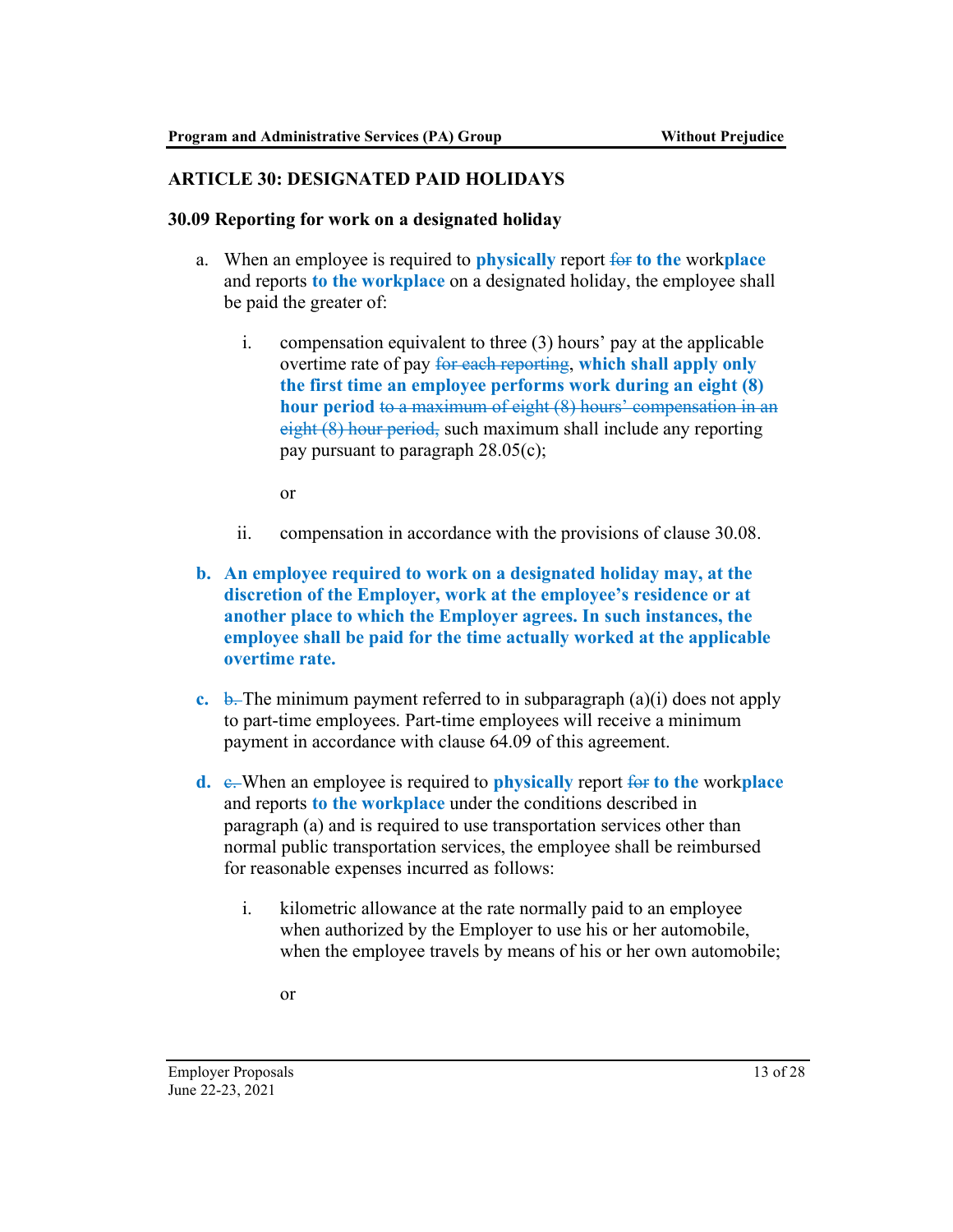## ARTICLE 30: DESIGNATED PAID HOLIDAYS

### 30.09 Reporting for work on a designated holiday

a. When an employee is required to **physically** report ~~for~~ **to the** work**place** and reports **to the workplace** on a designated holiday, the employee shall be paid the greater of:

   i. compensation equivalent to three (3) hours' pay at the applicable overtime rate of pay ~~for each reporting~~, **which shall apply only the first time an employee performs work during an eight (8) hour period** ~~to a maximum of eight (8) hours' compensation in an eight (8) hour period,~~ such maximum shall include any reporting pay pursuant to paragraph 28.05(c);

      or

   ii. compensation in accordance with the provisions of clause 30.08.

**b. An employee required to work on a designated holiday may, at the discretion of the Employer, work at the employee's residence or at another place to which the Employer agrees. In such instances, the employee shall be paid for the time actually worked at the applicable overtime rate.**

**c.** ~~b.~~ The minimum payment referred to in subparagraph (a)(i) does not apply to part-time employees. Part-time employees will receive a minimum payment in accordance with clause 64.09 of this agreement.

**d.** ~~c.~~ When an employee is required to **physically** report ~~for~~ **to the** work**place** and reports **to the workplace** under the conditions described in paragraph (a) and is required to use transportation services other than normal public transportation services, the employee shall be reimbursed for reasonable expenses incurred as follows:

   i. kilometric allowance at the rate normally paid to an employee when authorized by the Employer to use his or her automobile, when the employee travels by means of his or her own automobile;

      or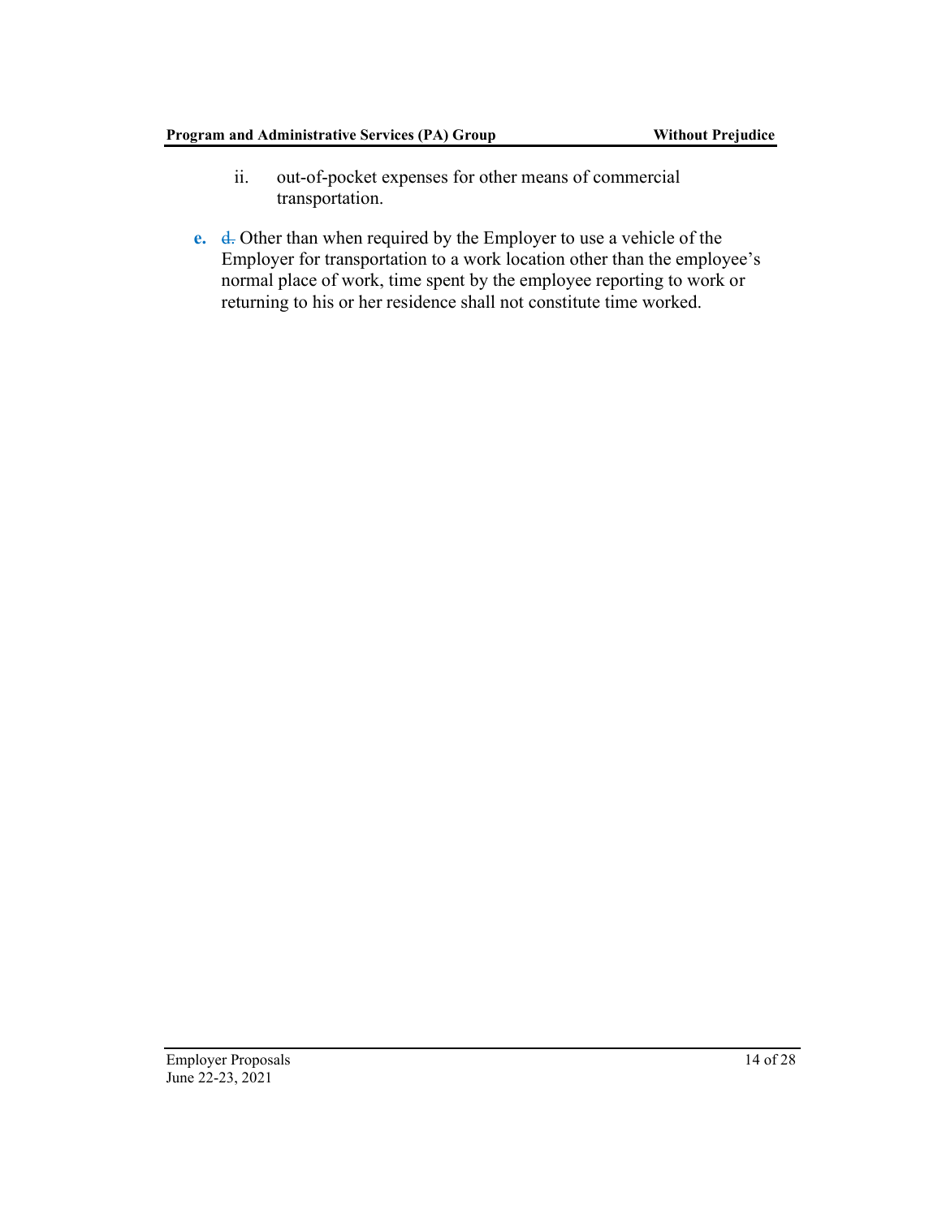ii. out-of-pocket expenses for other means of commercial transportation.

**e.** ~~d.~~ Other than when required by the Employer to use a vehicle of the Employer for transportation to a work location other than the employee's normal place of work, time spent by the employee reporting to work or returning to his or her residence shall not constitute time worked.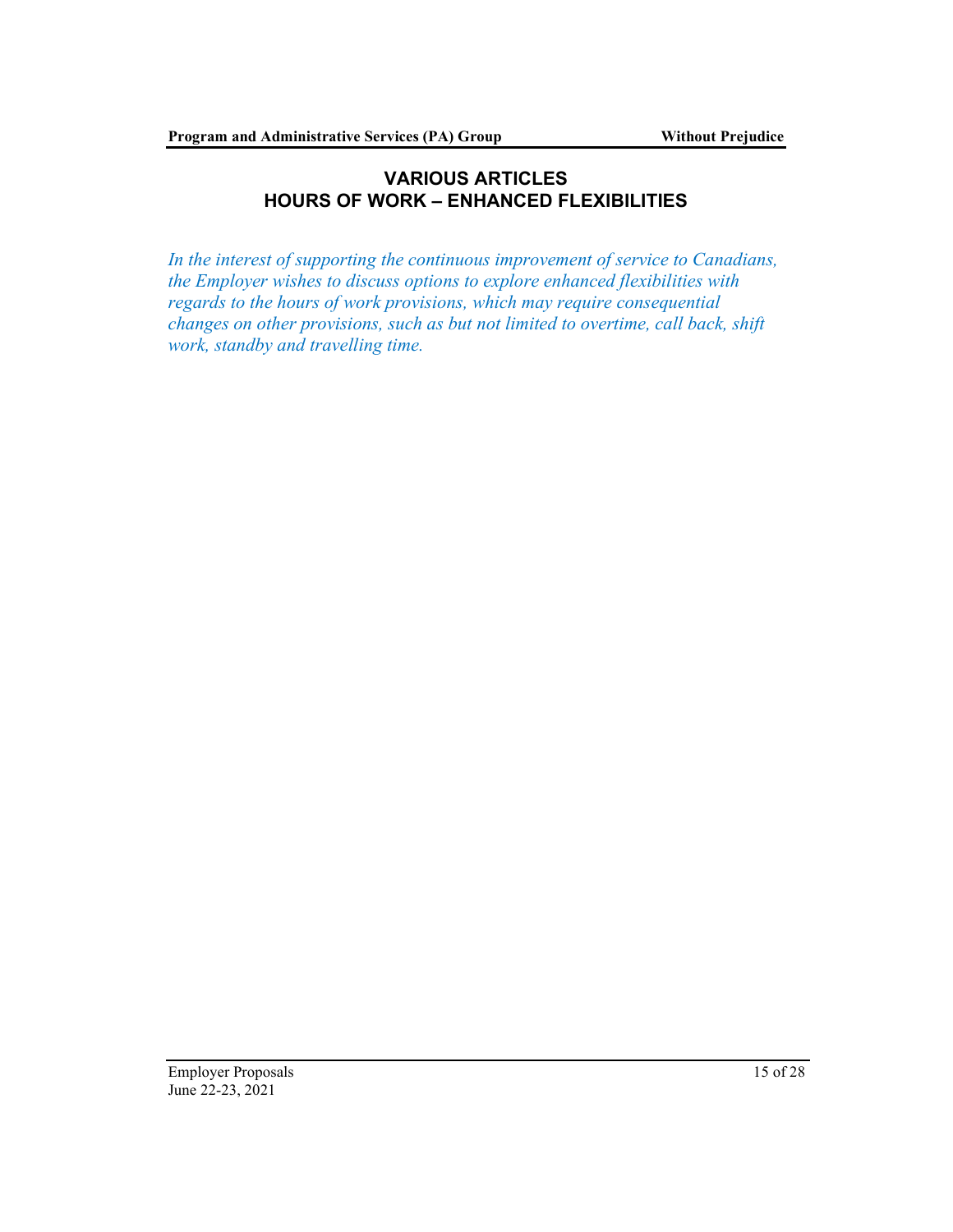## VARIOUS ARTICLES
## HOURS OF WORK – ENHANCED FLEXIBILITIES

*In the interest of supporting the continuous improvement of service to Canadians, the Employer wishes to discuss options to explore enhanced flexibilities with regards to the hours of work provisions, which may require consequential changes on other provisions, such as but not limited to overtime, call back, shift work, standby and travelling time.*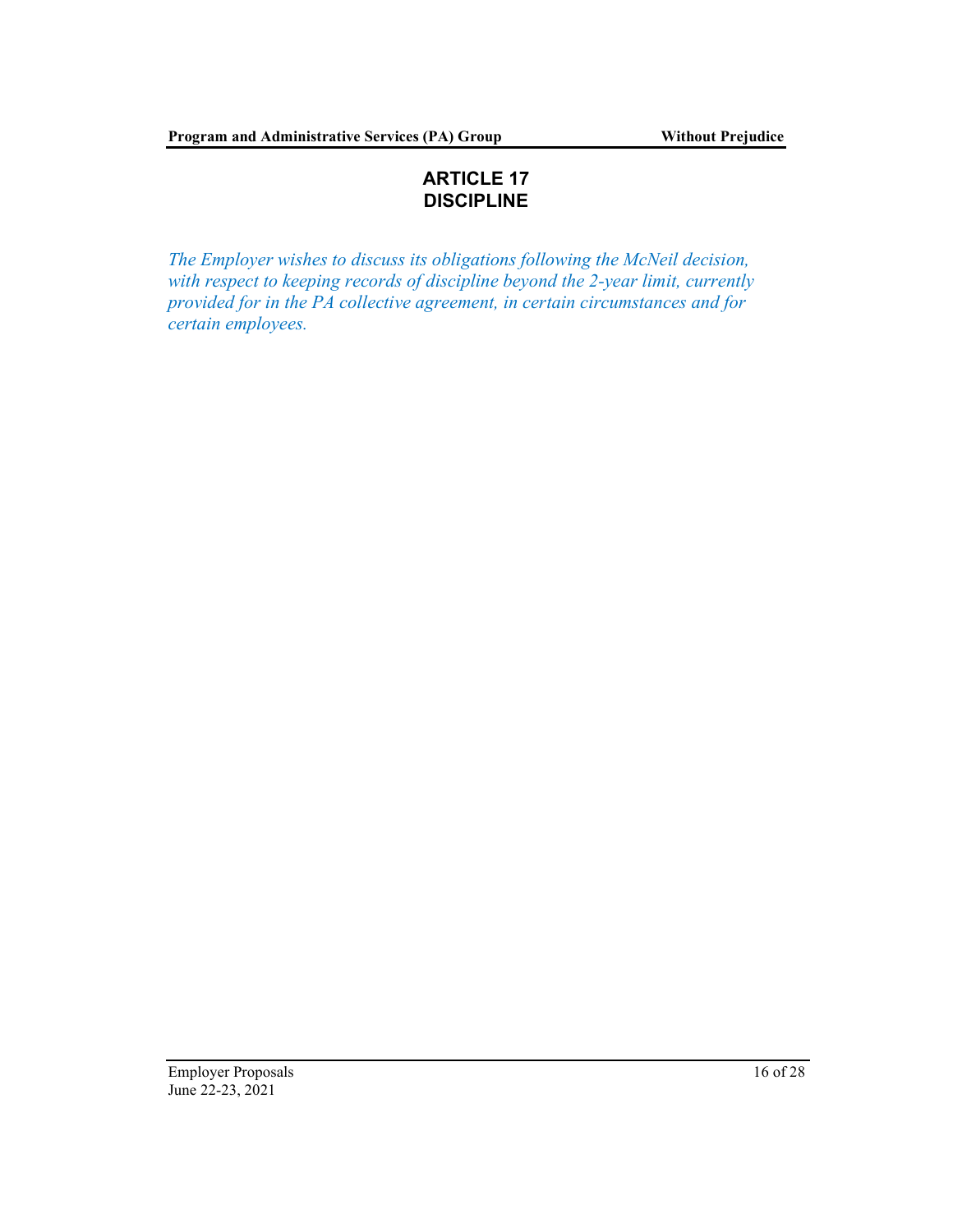# ARTICLE 17
# DISCIPLINE

*The Employer wishes to discuss its obligations following the McNeil decision, with respect to keeping records of discipline beyond the 2-year limit, currently provided for in the PA collective agreement, in certain circumstances and for certain employees.*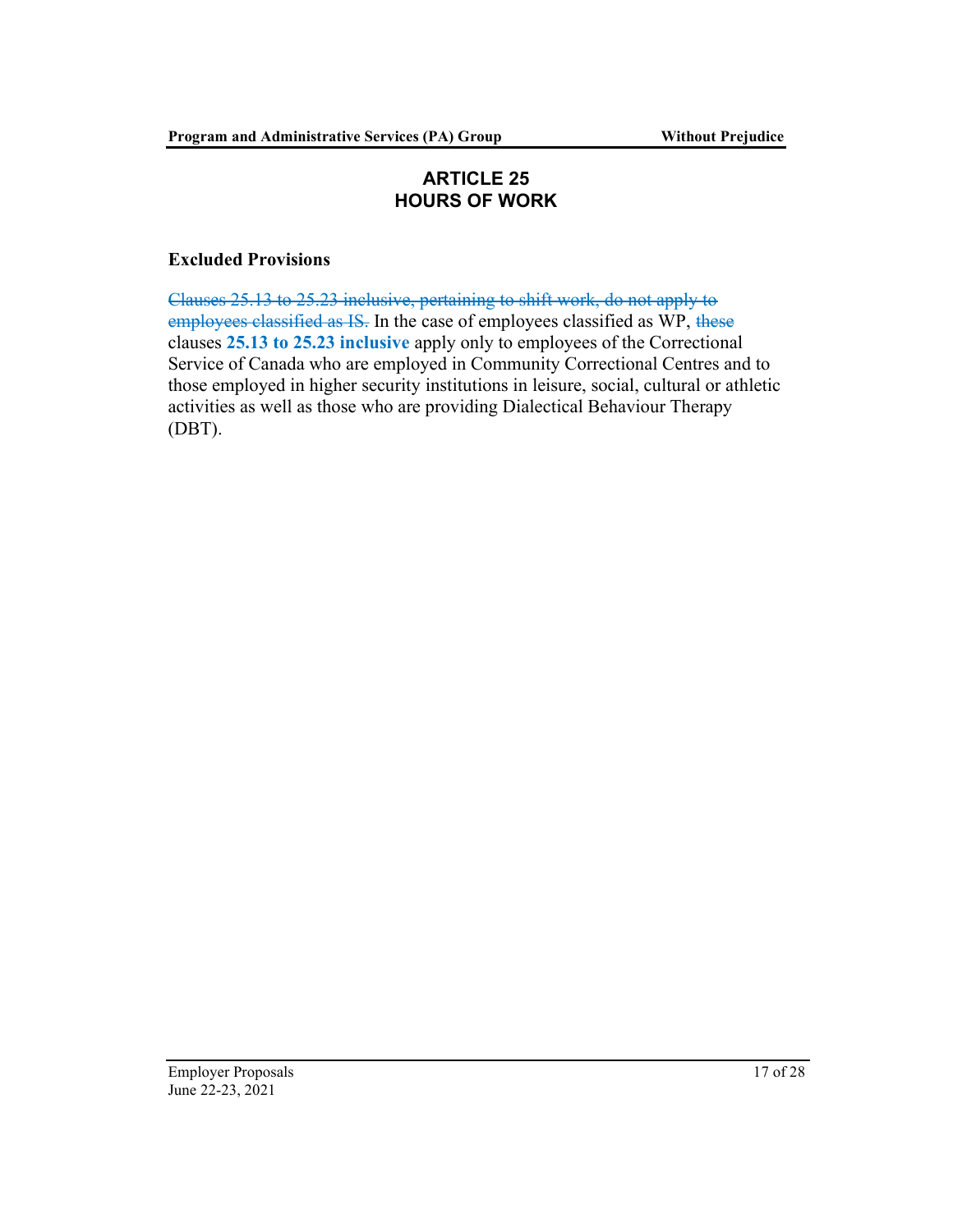# ARTICLE 25
# HOURS OF WORK

### Excluded Provisions

~~Clauses 25.13 to 25.23 inclusive, pertaining to shift work, do not apply to employees classified as IS.~~ In the case of employees classified as WP, ~~these~~ clauses **25.13 to 25.23 inclusive** apply only to employees of the Correctional Service of Canada who are employed in Community Correctional Centres and to those employed in higher security institutions in leisure, social, cultural or athletic activities as well as those who are providing Dialectical Behaviour Therapy (DBT).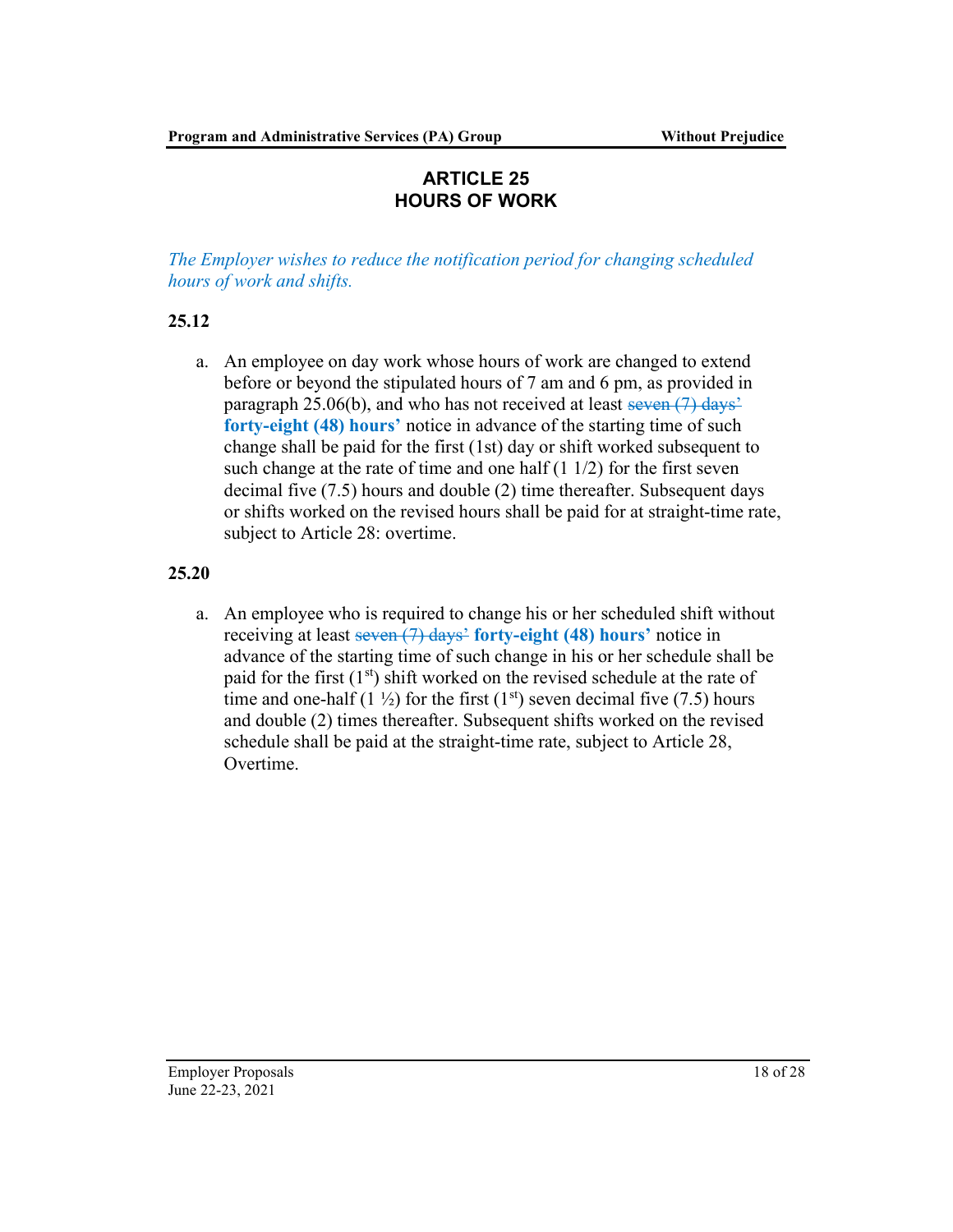# ARTICLE 25
# HOURS OF WORK

*The Employer wishes to reduce the notification period for changing scheduled hours of work and shifts.*

**25.12**

a. An employee on day work whose hours of work are changed to extend before or beyond the stipulated hours of 7 am and 6 pm, as provided in paragraph 25.06(b), and who has not received at least ~~seven (7) days'~~ **forty-eight (48) hours'** notice in advance of the starting time of such change shall be paid for the first (1st) day or shift worked subsequent to such change at the rate of time and one half (1 1/2) for the first seven decimal five (7.5) hours and double (2) time thereafter. Subsequent days or shifts worked on the revised hours shall be paid for at straight-time rate, subject to Article 28: overtime.

**25.20**

a. An employee who is required to change his or her scheduled shift without receiving at least ~~seven (7) days'~~ **forty-eight (48) hours'** notice in advance of the starting time of such change in his or her schedule shall be paid for the first (1st) shift worked on the revised schedule at the rate of time and one-half (1 ½) for the first (1st) seven decimal five (7.5) hours and double (2) times thereafter. Subsequent shifts worked on the revised schedule shall be paid at the straight-time rate, subject to Article 28, Overtime.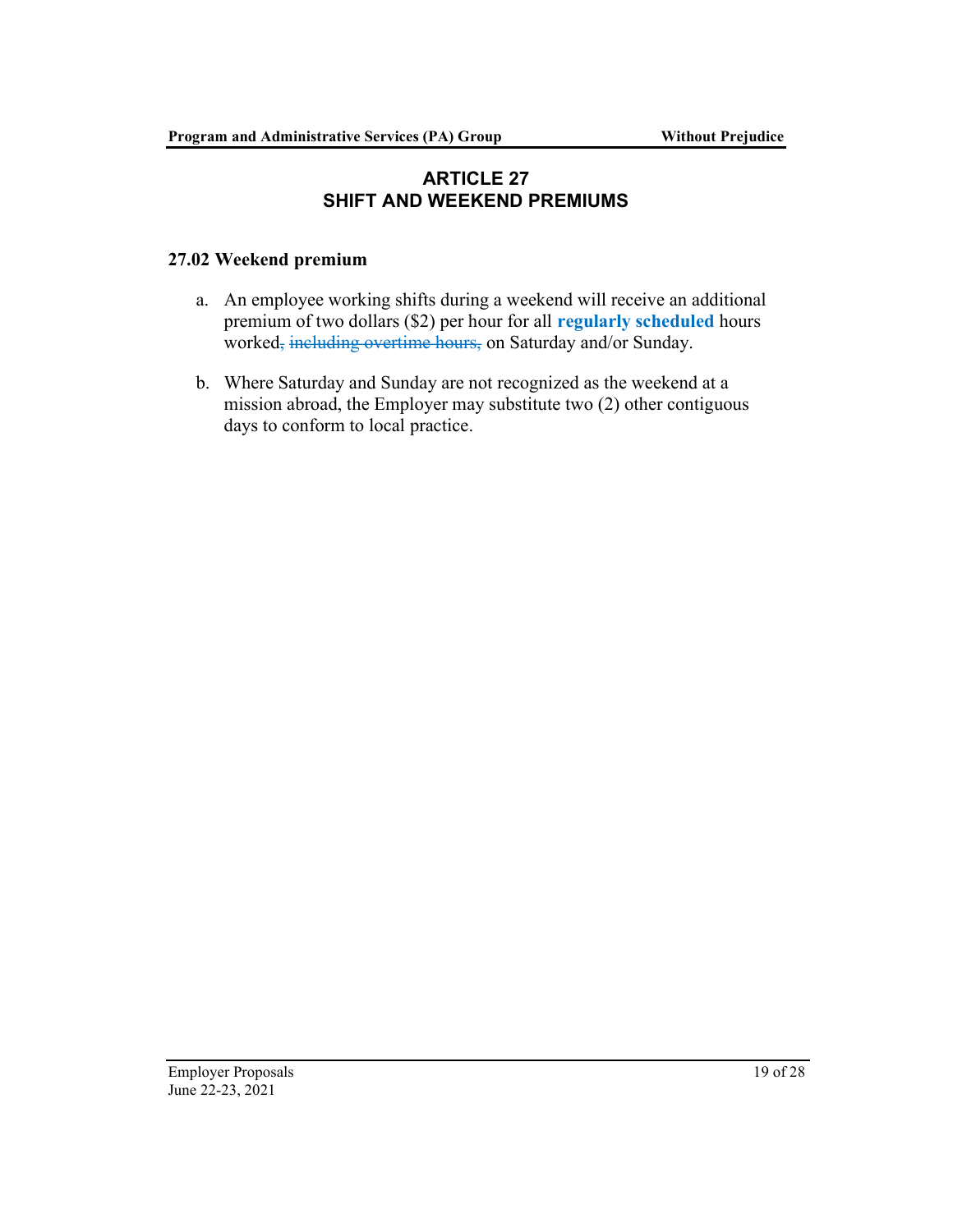# ARTICLE 27
# SHIFT AND WEEKEND PREMIUMS

### 27.02 Weekend premium

a. An employee working shifts during a weekend will receive an additional premium of two dollars ($2) per hour for all **regularly scheduled** hours worked~~, including overtime hours,~~ on Saturday and/or Sunday.

b. Where Saturday and Sunday are not recognized as the weekend at a mission abroad, the Employer may substitute two (2) other contiguous days to conform to local practice.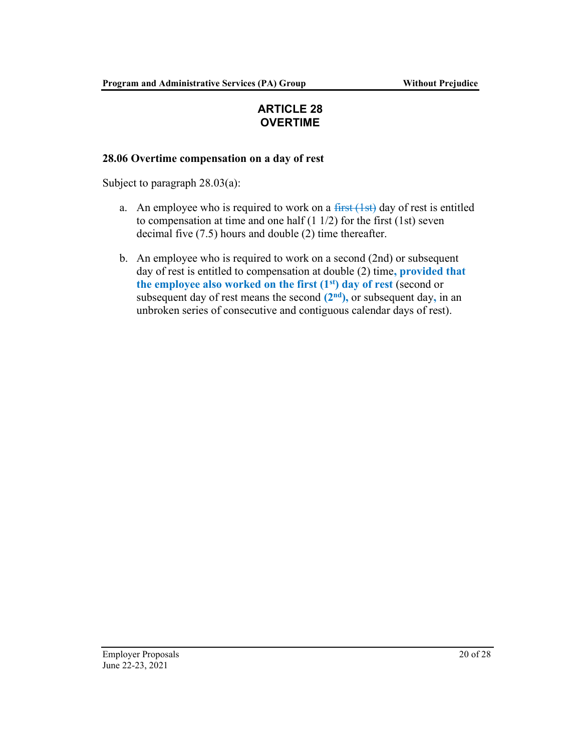# ARTICLE 28
# OVERTIME

## 28.06 Overtime compensation on a day of rest

Subject to paragraph 28.03(a):

a. An employee who is required to work on a ~~first (1st)~~ day of rest is entitled to compensation at time and one half (1 1/2) for the first (1st) seven decimal five (7.5) hours and double (2) time thereafter.

b. An employee who is required to work on a second (2nd) or subsequent day of rest is entitled to compensation at double (2) time**, provided that the employee also worked on the first (1st) day of rest** (second or subsequent day of rest means the second **(2nd),** or subsequent day**,** in an unbroken series of consecutive and contiguous calendar days of rest).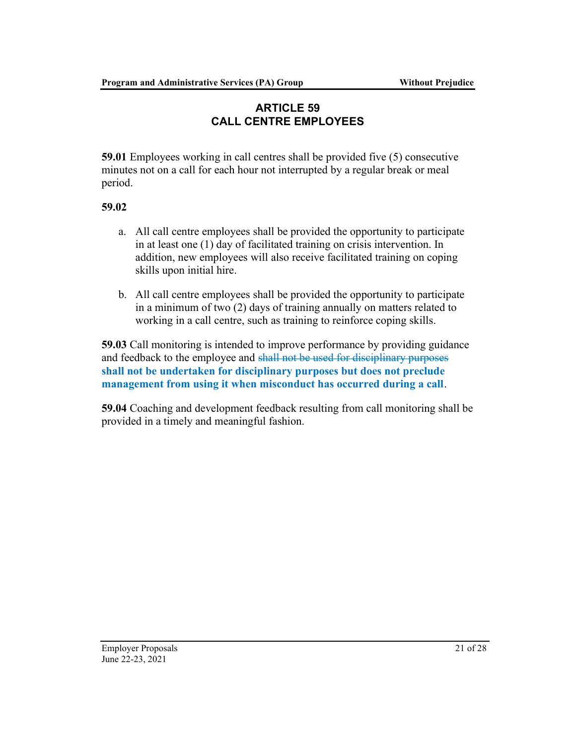# ARTICLE 59
# CALL CENTRE EMPLOYEES

**59.01** Employees working in call centres shall be provided five (5) consecutive minutes not on a call for each hour not interrupted by a regular break or meal period.

**59.02**

a. All call centre employees shall be provided the opportunity to participate in at least one (1) day of facilitated training on crisis intervention. In addition, new employees will also receive facilitated training on coping skills upon initial hire.

b. All call centre employees shall be provided the opportunity to participate in a minimum of two (2) days of training annually on matters related to working in a call centre, such as training to reinforce coping skills.

**59.03** Call monitoring is intended to improve performance by providing guidance and feedback to the employee and ~~shall not be used for disciplinary purposes~~ **shall not be undertaken for disciplinary purposes but does not preclude management from using it when misconduct has occurred during a call**.

**59.04** Coaching and development feedback resulting from call monitoring shall be provided in a timely and meaningful fashion.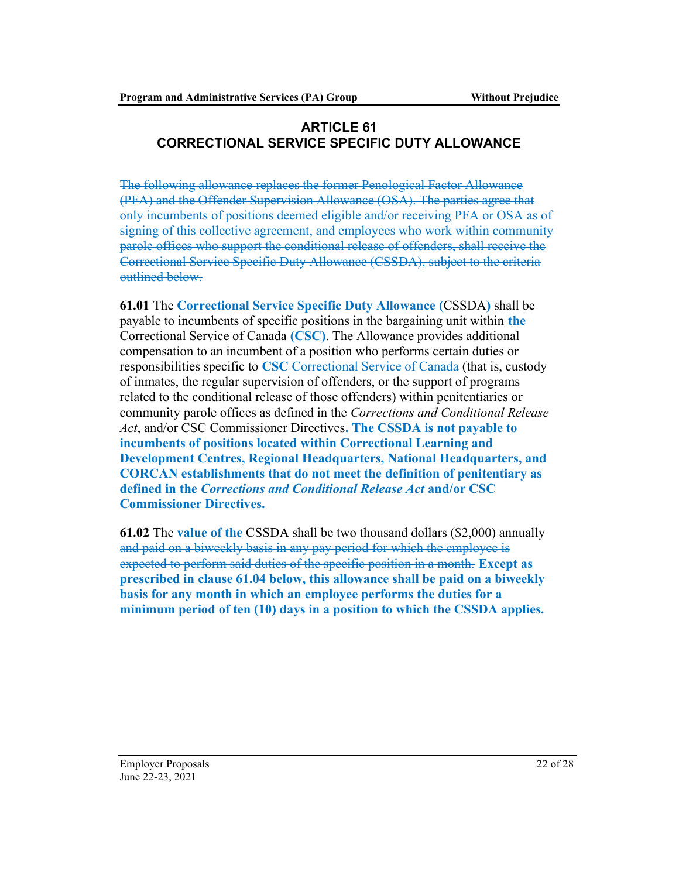# ARTICLE 61
# CORRECTIONAL SERVICE SPECIFIC DUTY ALLOWANCE

~~The following allowance replaces the former Penological Factor Allowance (PFA) and the Offender Supervision Allowance (OSA). The parties agree that only incumbents of positions deemed eligible and/or receiving PFA or OSA as of signing of this collective agreement, and employees who work within community parole offices who support the conditional release of offenders, shall receive the Correctional Service Specific Duty Allowance (CSSDA), subject to the criteria outlined below.~~

**61.01** The **Correctional Service Specific Duty Allowance (**CSSDA**)** shall be payable to incumbents of specific positions in the bargaining unit within **the** Correctional Service of Canada **(CSC)**. The Allowance provides additional compensation to an incumbent of a position who performs certain duties or responsibilities specific to **CSC** ~~Correctional Service of Canada~~ (that is, custody of inmates, the regular supervision of offenders, or the support of programs related to the conditional release of those offenders) within penitentiaries or community parole offices as defined in the *Corrections and Conditional Release Act*, and/or CSC Commissioner Directives**. The CSSDA is not payable to incumbents of positions located within Correctional Learning and Development Centres, Regional Headquarters, National Headquarters, and CORCAN establishments that do not meet the definition of penitentiary as defined in the *Corrections and Conditional Release Act* and/or CSC Commissioner Directives.**

**61.02** The **value of the** CSSDA shall be two thousand dollars ($2,000) annually ~~and paid on a biweekly basis in any pay period for which the employee is expected to perform said duties of the specific position in a month.~~ **Except as prescribed in clause 61.04 below, this allowance shall be paid on a biweekly basis for any month in which an employee performs the duties for a minimum period of ten (10) days in a position to which the CSSDA applies.**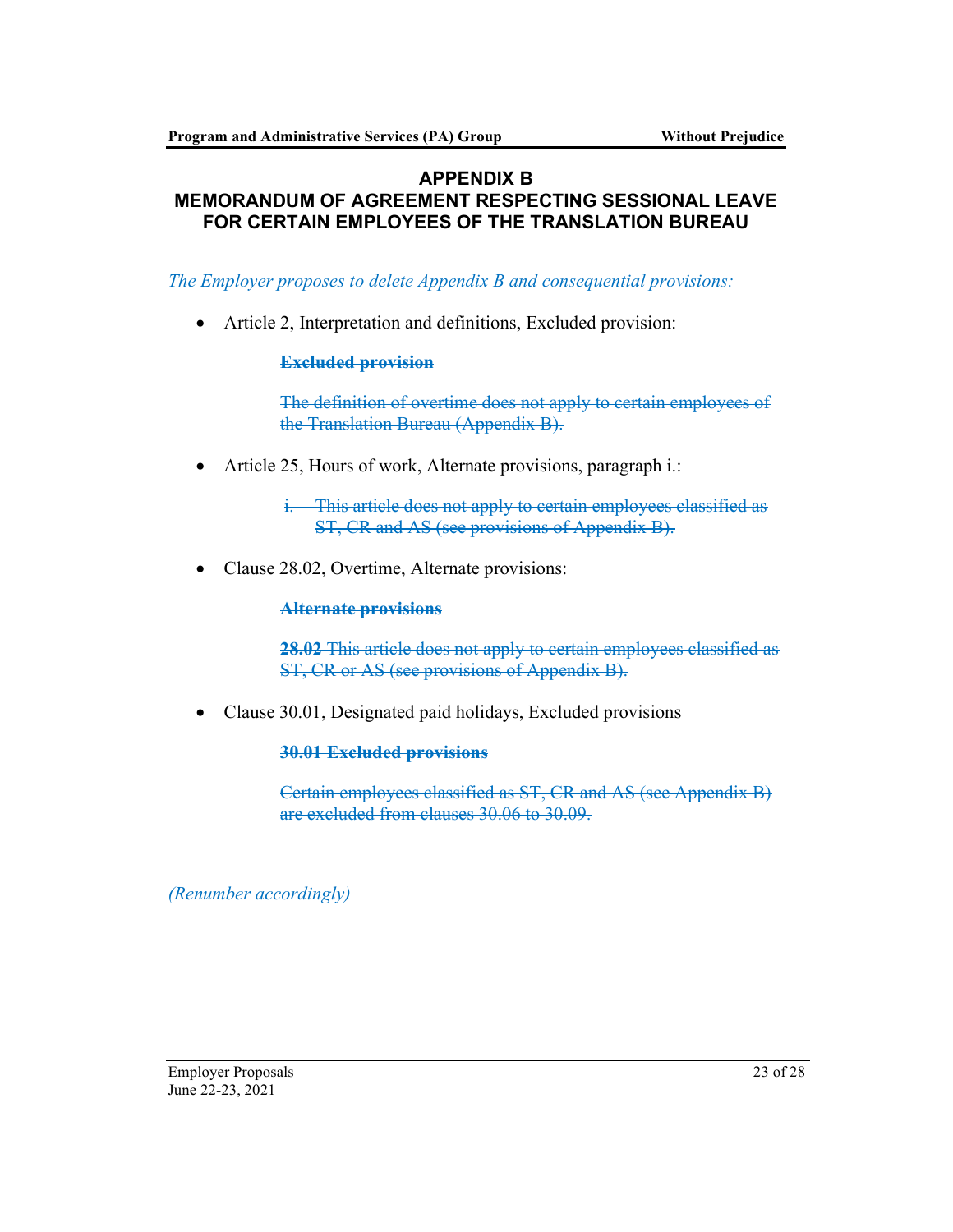## APPENDIX B
## MEMORANDUM OF AGREEMENT RESPECTING SESSIONAL LEAVE FOR CERTAIN EMPLOYEES OF THE TRANSLATION BUREAU

*The Employer proposes to delete Appendix B and consequential provisions:*

- Article 2, Interpretation and definitions, Excluded provision:

  ~~**Excluded provision**~~

  ~~The definition of overtime does not apply to certain employees of the Translation Bureau (Appendix B).~~

- Article 25, Hours of work, Alternate provisions, paragraph i.:

  ~~i. This article does not apply to certain employees classified as ST, CR and AS (see provisions of Appendix B).~~

- Clause 28.02, Overtime, Alternate provisions:

  ~~**Alternate provisions**~~

  ~~**28.02** This article does not apply to certain employees classified as ST, CR or AS (see provisions of Appendix B).~~

- Clause 30.01, Designated paid holidays, Excluded provisions

  ~~**30.01 Excluded provisions**~~

  ~~Certain employees classified as ST, CR and AS (see Appendix B) are excluded from clauses 30.06 to 30.09.~~

*(Renumber accordingly)*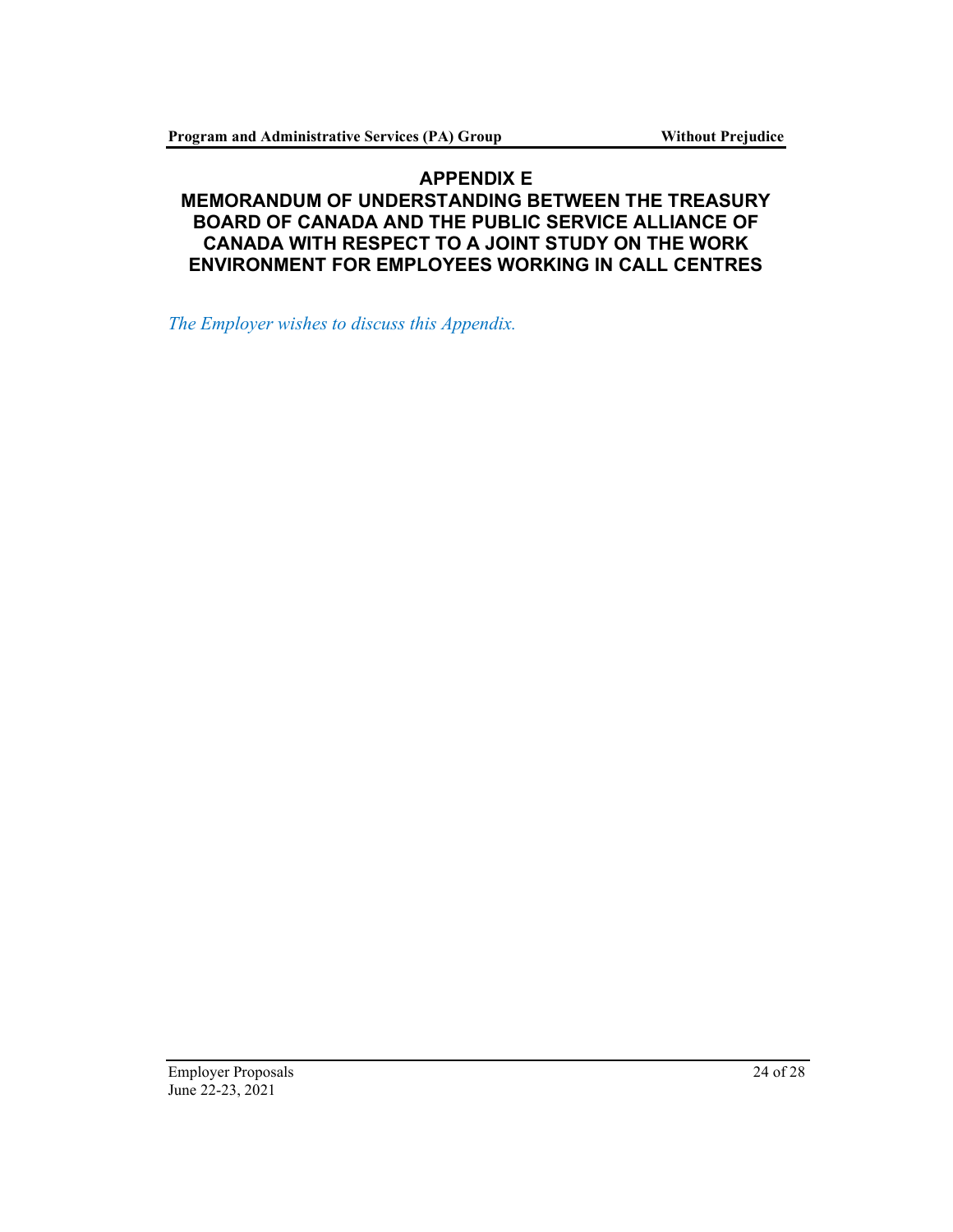## APPENDIX E

## MEMORANDUM OF UNDERSTANDING BETWEEN THE TREASURY BOARD OF CANADA AND THE PUBLIC SERVICE ALLIANCE OF CANADA WITH RESPECT TO A JOINT STUDY ON THE WORK ENVIRONMENT FOR EMPLOYEES WORKING IN CALL CENTRES

*The Employer wishes to discuss this Appendix.*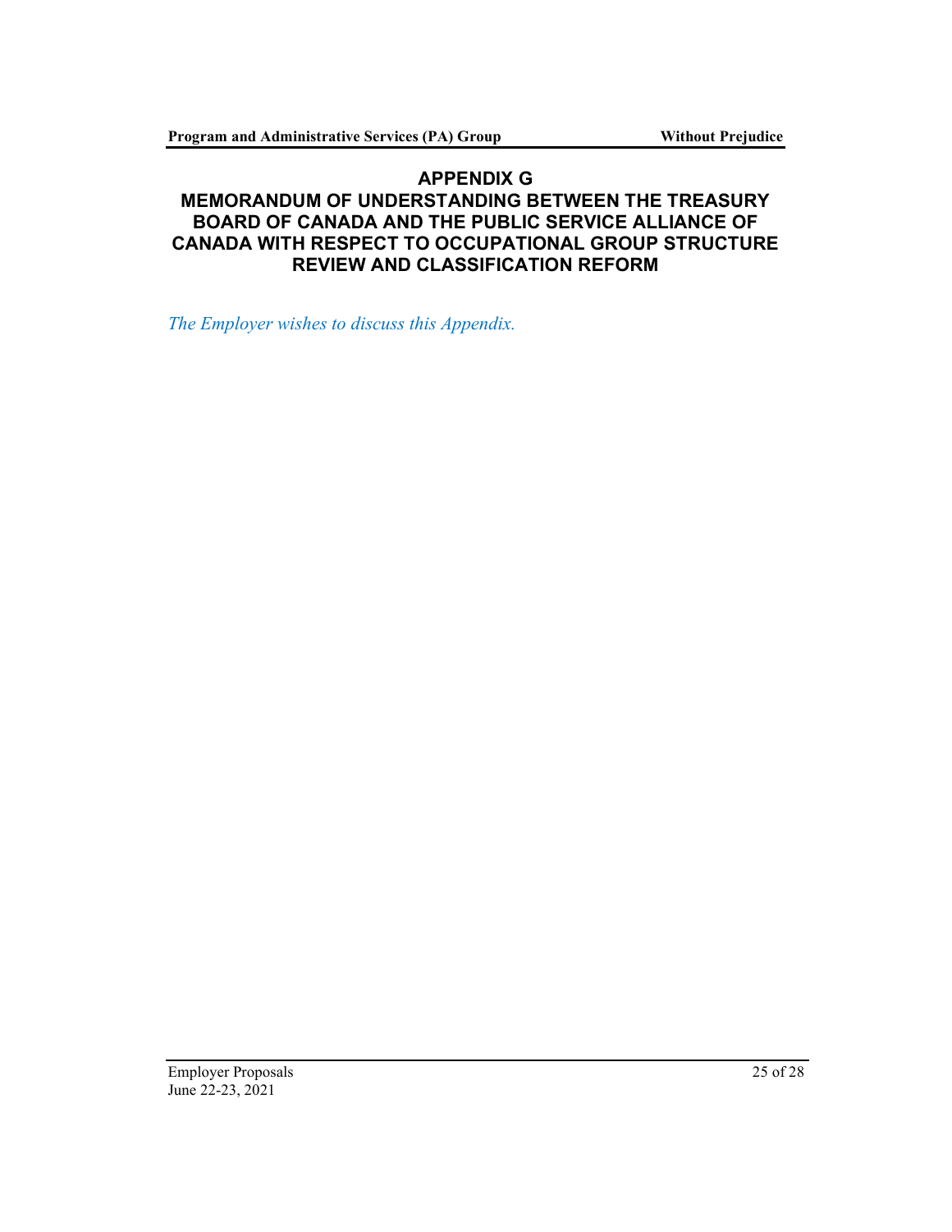## APPENDIX G

## MEMORANDUM OF UNDERSTANDING BETWEEN THE TREASURY BOARD OF CANADA AND THE PUBLIC SERVICE ALLIANCE OF CANADA WITH RESPECT TO OCCUPATIONAL GROUP STRUCTURE REVIEW AND CLASSIFICATION REFORM

*The Employer wishes to discuss this Appendix.*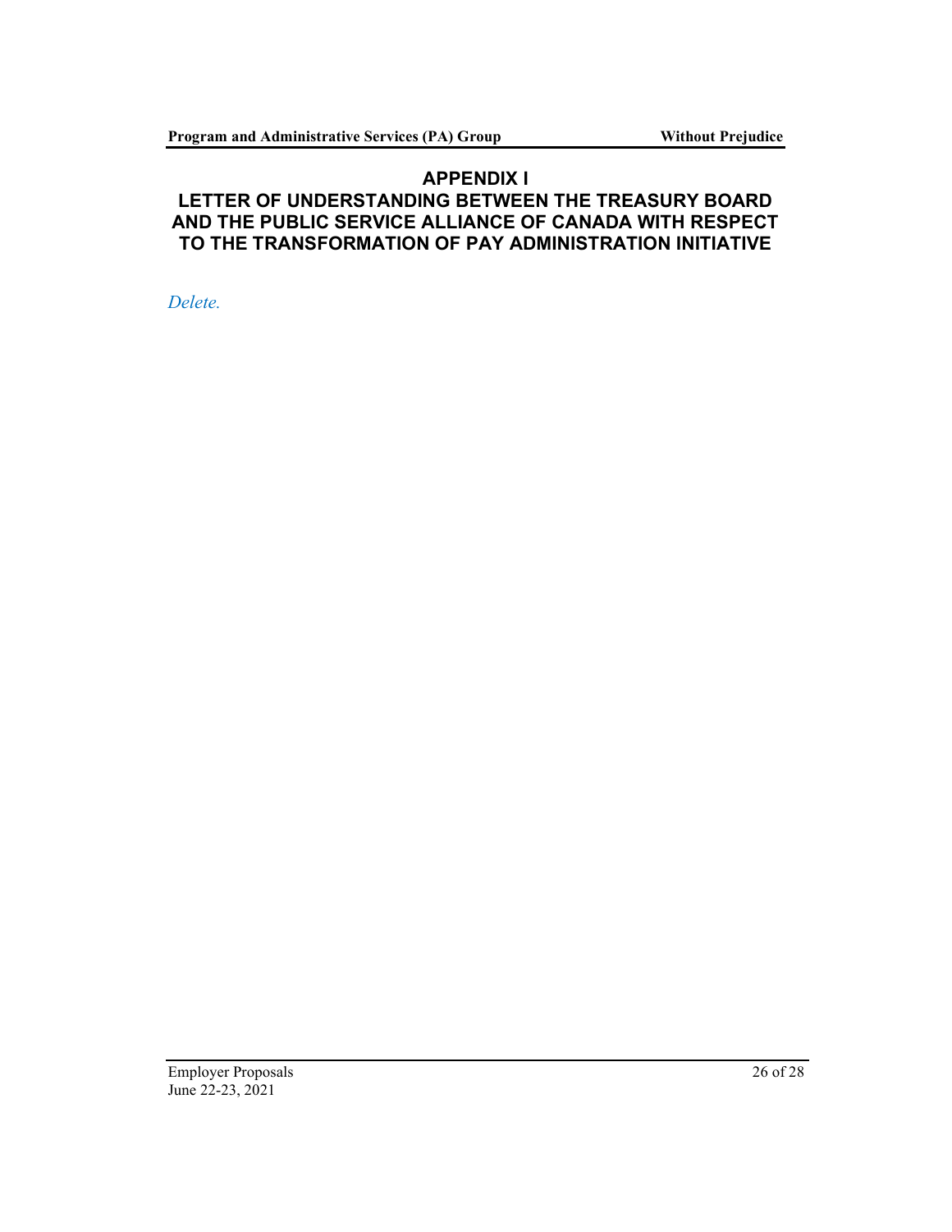## APPENDIX I

## LETTER OF UNDERSTANDING BETWEEN THE TREASURY BOARD AND THE PUBLIC SERVICE ALLIANCE OF CANADA WITH RESPECT TO THE TRANSFORMATION OF PAY ADMINISTRATION INITIATIVE

*Delete.*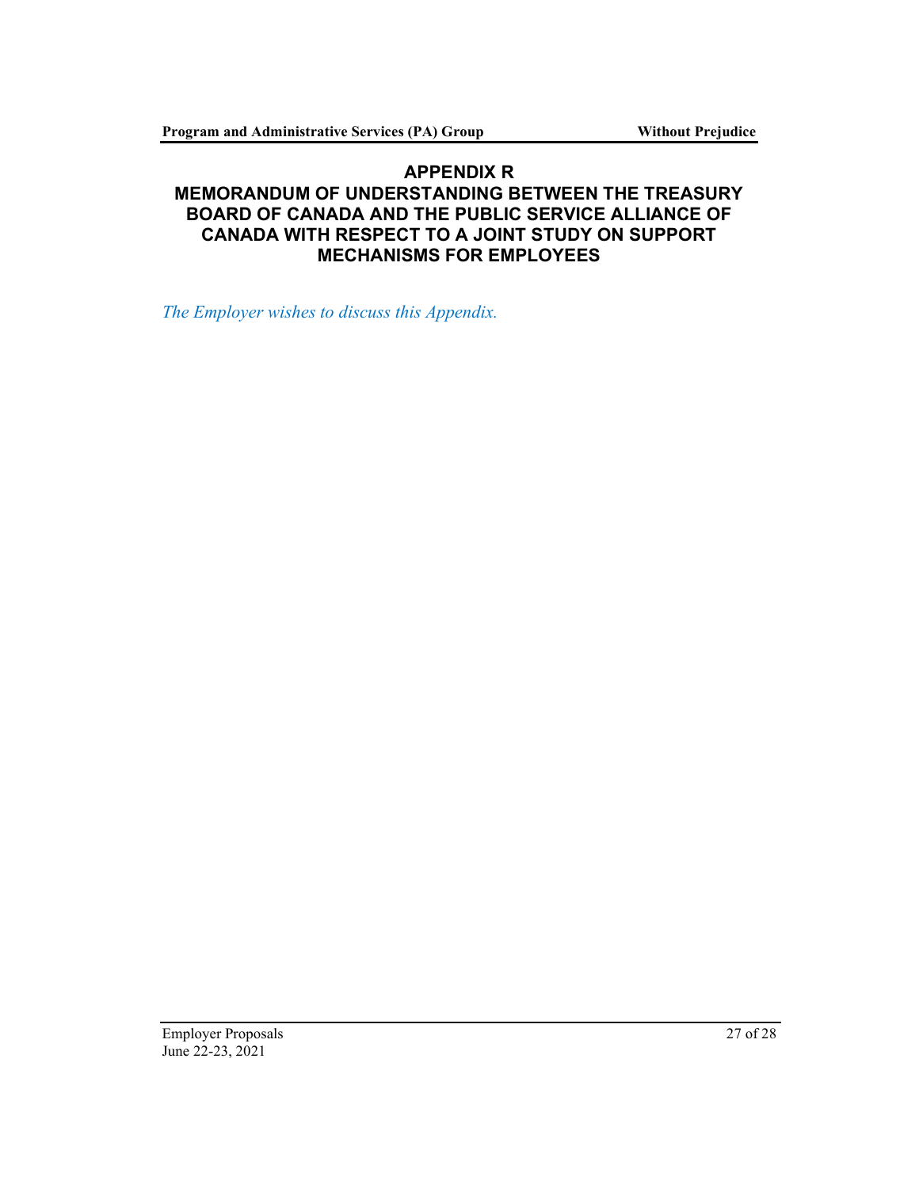## APPENDIX R
## MEMORANDUM OF UNDERSTANDING BETWEEN THE TREASURY BOARD OF CANADA AND THE PUBLIC SERVICE ALLIANCE OF CANADA WITH RESPECT TO A JOINT STUDY ON SUPPORT MECHANISMS FOR EMPLOYEES

*The Employer wishes to discuss this Appendix.*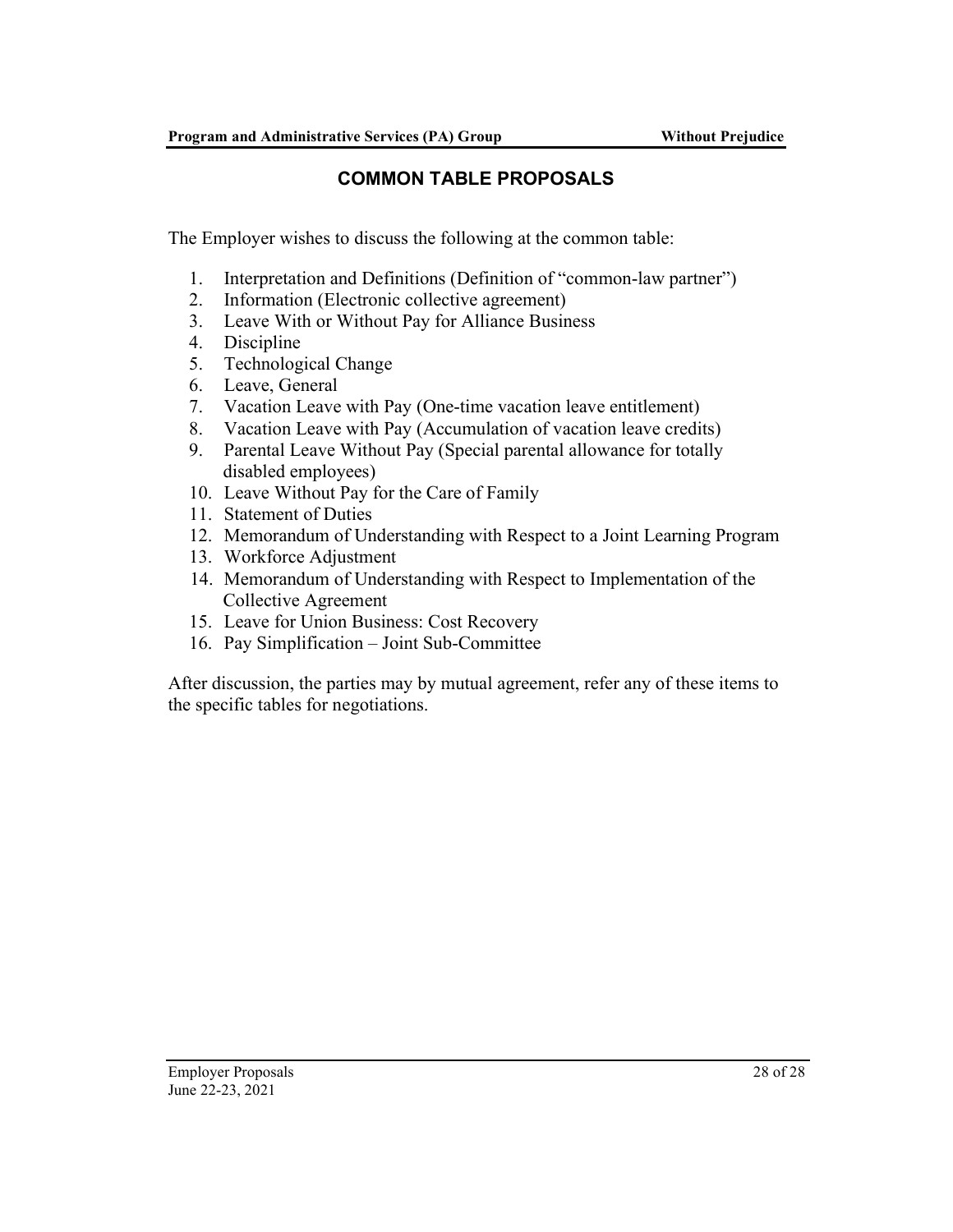## COMMON TABLE PROPOSALS

The Employer wishes to discuss the following at the common table:

1. Interpretation and Definitions (Definition of "common-law partner")
2. Information (Electronic collective agreement)
3. Leave With or Without Pay for Alliance Business
4. Discipline
5. Technological Change
6. Leave, General
7. Vacation Leave with Pay (One-time vacation leave entitlement)
8. Vacation Leave with Pay (Accumulation of vacation leave credits)
9. Parental Leave Without Pay (Special parental allowance for totally disabled employees)
10. Leave Without Pay for the Care of Family
11. Statement of Duties
12. Memorandum of Understanding with Respect to a Joint Learning Program
13. Workforce Adjustment
14. Memorandum of Understanding with Respect to Implementation of the Collective Agreement
15. Leave for Union Business: Cost Recovery
16. Pay Simplification – Joint Sub-Committee

After discussion, the parties may by mutual agreement, refer any of these items to the specific tables for negotiations.